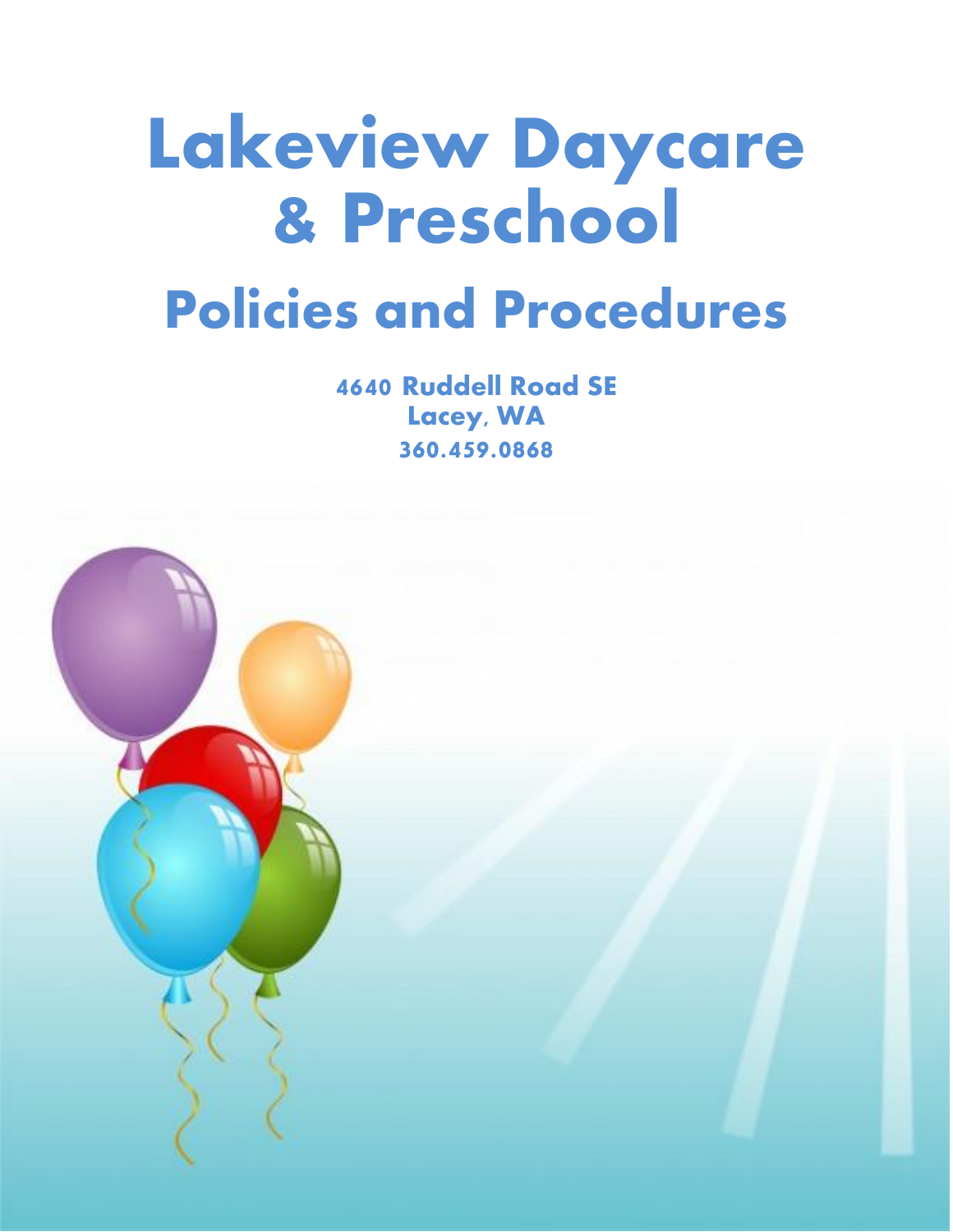# Lakeview Daycare & Preschool

## Policies and Procedures

**4640 Ruddell Road SE**
**Lacey, WA**
**360.459.0868**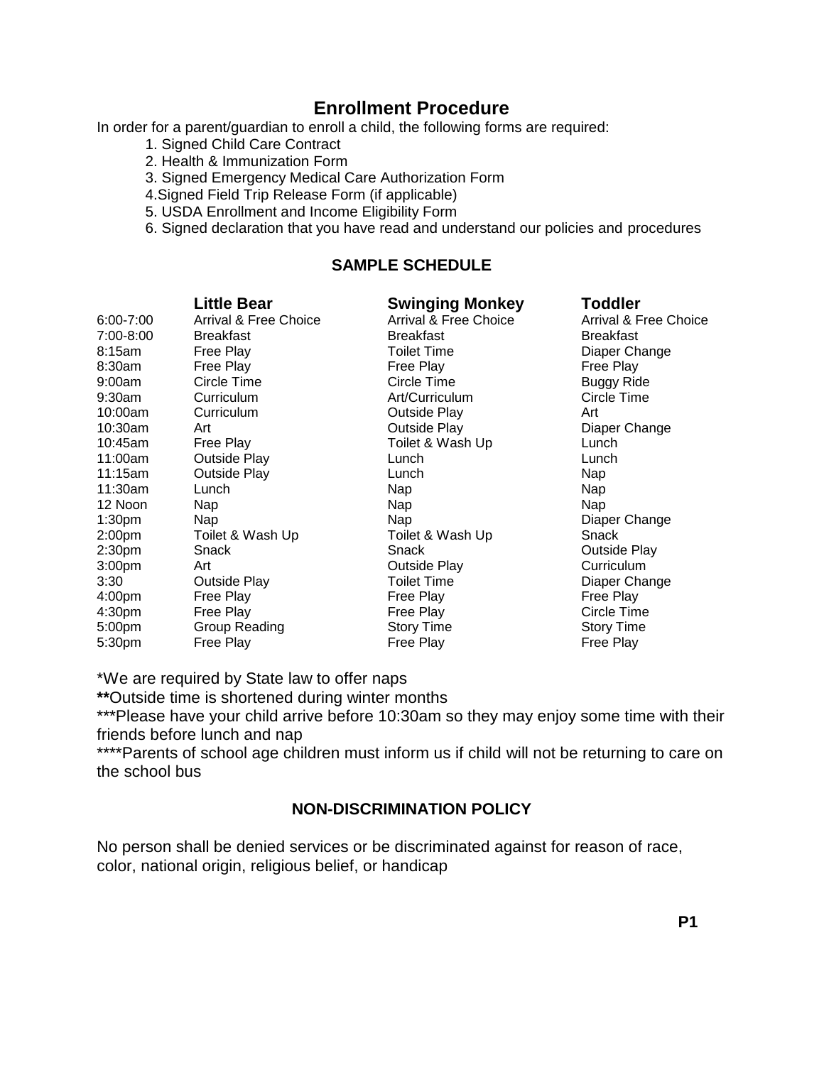## Enrollment Procedure

In order for a parent/guardian to enroll a child, the following forms are required:

1. Signed Child Care Contract
2. Health & Immunization Form
3. Signed Emergency Medical Care Authorization Form
4. Signed Field Trip Release Form (if applicable)
5. USDA Enrollment and Income Eligibility Form
6. Signed declaration that you have read and understand our policies and procedures

### SAMPLE SCHEDULE

| | Little Bear | Swinging Monkey | Toddler |
|---|---|---|---|
| 6:00-7:00 | Arrival & Free Choice | Arrival & Free Choice | Arrival & Free Choice |
| 7:00-8:00 | Breakfast | Breakfast | Breakfast |
| 8:15am | Free Play | Toilet Time | Diaper Change |
| 8:30am | Free Play | Free Play | Free Play |
| 9:00am | Circle Time | Circle Time | Buggy Ride |
| 9:30am | Curriculum | Art/Curriculum | Circle Time |
| 10:00am | Curriculum | Outside Play | Art |
| 10:30am | Art | Outside Play | Diaper Change |
| 10:45am | Free Play | Toilet & Wash Up | Lunch |
| 11:00am | Outside Play | Lunch | Lunch |
| 11:15am | Outside Play | Lunch | Nap |
| 11:30am | Lunch | Nap | Nap |
| 12 Noon | Nap | Nap | Nap |
| 1:30pm | Nap | Nap | Diaper Change |
| 2:00pm | Toilet & Wash Up | Toilet & Wash Up | Snack |
| 2:30pm | Snack | Snack | Outside Play |
| 3:00pm | Art | Outside Play | Curriculum |
| 3:30 | Outside Play | Toilet Time | Diaper Change |
| 4:00pm | Free Play | Free Play | Free Play |
| 4:30pm | Free Play | Free Play | Circle Time |
| 5:00pm | Group Reading | Story Time | Story Time |
| 5:30pm | Free Play | Free Play | Free Play |

*We are required by State law to offer naps

**Outside time is shortened during winter months

***Please have your child arrive before 10:30am so they may enjoy some time with their friends before lunch and nap

****Parents of school age children must inform us if child will not be returning to care on the school bus

### NON-DISCRIMINATION POLICY

No person shall be denied services or be discriminated against for reason of race, color, national origin, religious belief, or handicap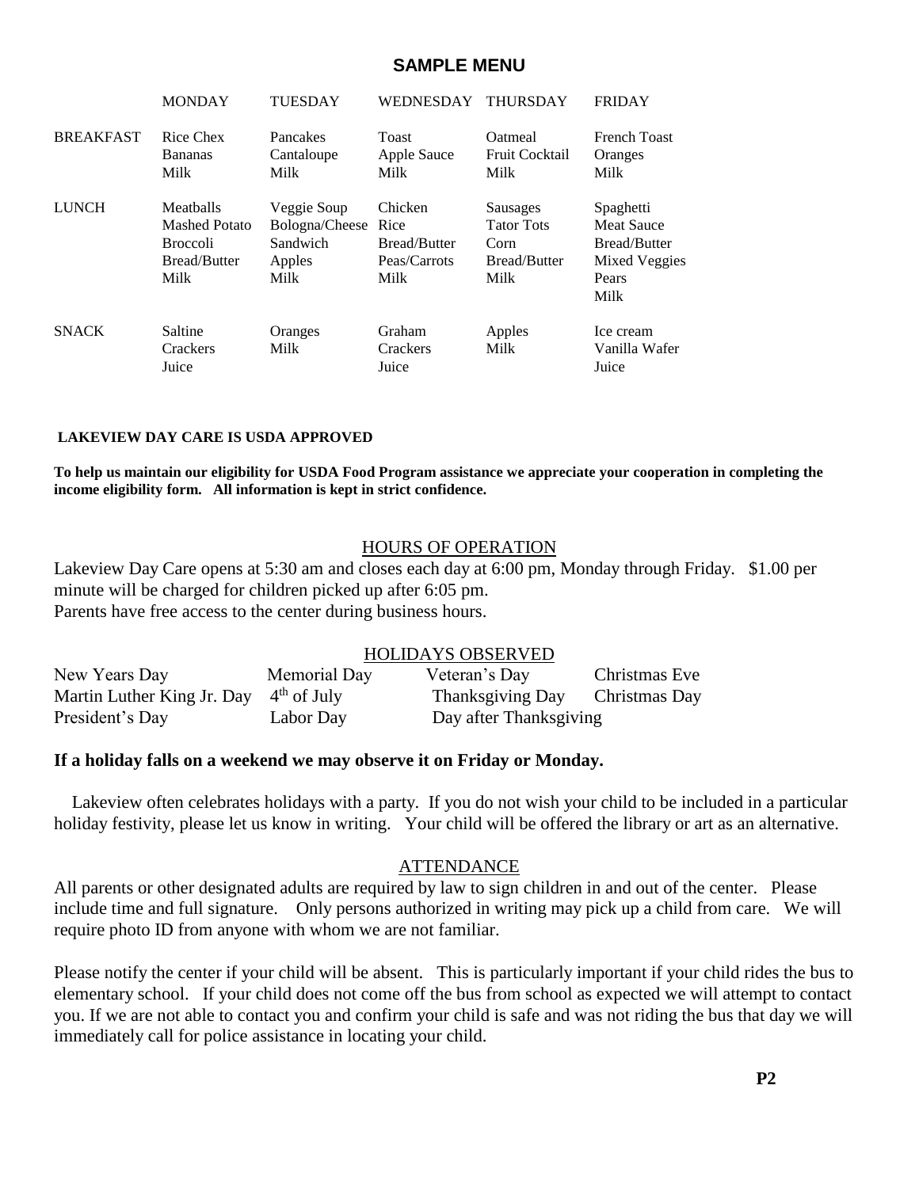## SAMPLE MENU

| | MONDAY | TUESDAY | WEDNESDAY | THURSDAY | FRIDAY |
|---|---|---|---|---|---|
| BREAKFAST | Rice Chex<br>Bananas<br>Milk | Pancakes<br>Cantaloupe<br>Milk | Toast<br>Apple Sauce<br>Milk | Oatmeal<br>Fruit Cocktail<br>Milk | French Toast<br>Oranges<br>Milk |
| LUNCH | Meatballs<br>Mashed Potato<br>Broccoli<br>Bread/Butter<br>Milk | Veggie Soup<br>Bologna/Cheese<br>Sandwich<br>Apples<br>Milk | Chicken<br>Rice<br>Bread/Butter<br>Peas/Carrots<br>Milk | Sausages<br>Tator Tots<br>Corn<br>Bread/Butter<br>Milk | Spaghetti<br>Meat Sauce<br>Bread/Butter<br>Mixed Veggies<br>Pears<br>Milk |
| SNACK | Saltine<br>Crackers<br>Juice | Oranges<br>Milk | Graham<br>Crackers<br>Juice | Apples<br>Milk | Ice cream<br>Vanilla Wafer<br>Juice |

**LAKEVIEW DAY CARE IS USDA APPROVED**

**To help us maintain our eligibility for USDA Food Program assistance we appreciate your cooperation in completing the income eligibility form. All information is kept in strict confidence.**

### HOURS OF OPERATION

Lakeview Day Care opens at 5:30 am and closes each day at 6:00 pm, Monday through Friday. $1.00 per minute will be charged for children picked up after 6:05 pm.
Parents have free access to the center during business hours.

### HOLIDAYS OBSERVED

| | | | |
|---|---|---|---|
| New Years Day | Memorial Day | Veteran's Day | Christmas Eve |
| Martin Luther King Jr. Day | 4th of July | Thanksgiving Day | Christmas Day |
| President's Day | Labor Day | Day after Thanksgiving | |

**If a holiday falls on a weekend we may observe it on Friday or Monday.**

Lakeview often celebrates holidays with a party. If you do not wish your child to be included in a particular holiday festivity, please let us know in writing. Your child will be offered the library or art as an alternative.

### ATTENDANCE

All parents or other designated adults are required by law to sign children in and out of the center. Please include time and full signature. Only persons authorized in writing may pick up a child from care. We will require photo ID from anyone with whom we are not familiar.

Please notify the center if your child will be absent. This is particularly important if your child rides the bus to elementary school. If your child does not come off the bus from school as expected we will attempt to contact you. If we are not able to contact you and confirm your child is safe and was not riding the bus that day we will immediately call for police assistance in locating your child.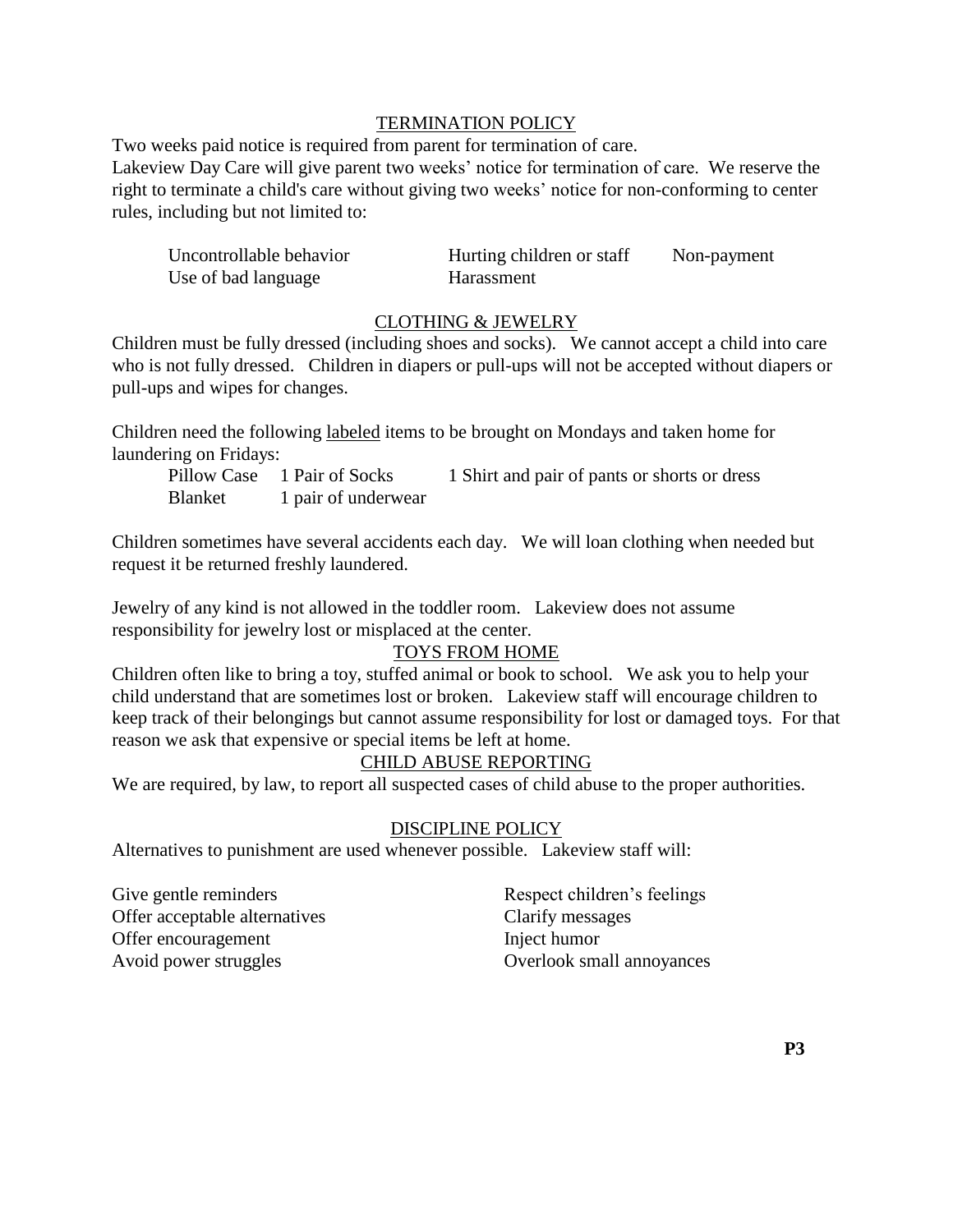## TERMINATION POLICY

Two weeks paid notice is required from parent for termination of care.
Lakeview Day Care will give parent two weeks' notice for termination of care. We reserve the right to terminate a child's care without giving two weeks' notice for non-conforming to center rules, including but not limited to:

- Uncontrollable behavior
- Hurting children or staff
- Non-payment
- Use of bad language
- Harassment

## CLOTHING & JEWELRY

Children must be fully dressed (including shoes and socks). We cannot accept a child into care who is not fully dressed. Children in diapers or pull-ups will not be accepted without diapers or pull-ups and wipes for changes.

Children need the following labeled items to be brought on Mondays and taken home for laundering on Fridays:

- Pillow Case
- 1 Pair of Socks
- 1 Shirt and pair of pants or shorts or dress
- Blanket
- 1 pair of underwear

Children sometimes have several accidents each day. We will loan clothing when needed but request it be returned freshly laundered.

Jewelry of any kind is not allowed in the toddler room. Lakeview does not assume responsibility for jewelry lost or misplaced at the center.

## TOYS FROM HOME

Children often like to bring a toy, stuffed animal or book to school. We ask you to help your child understand that are sometimes lost or broken. Lakeview staff will encourage children to keep track of their belongings but cannot assume responsibility for lost or damaged toys. For that reason we ask that expensive or special items be left at home.

## CHILD ABUSE REPORTING

We are required, by law, to report all suspected cases of child abuse to the proper authorities.

## DISCIPLINE POLICY

Alternatives to punishment are used whenever possible. Lakeview staff will:

- Give gentle reminders
- Offer acceptable alternatives
- Offer encouragement
- Avoid power struggles
- Respect children's feelings
- Clarify messages
- Inject humor
- Overlook small annoyances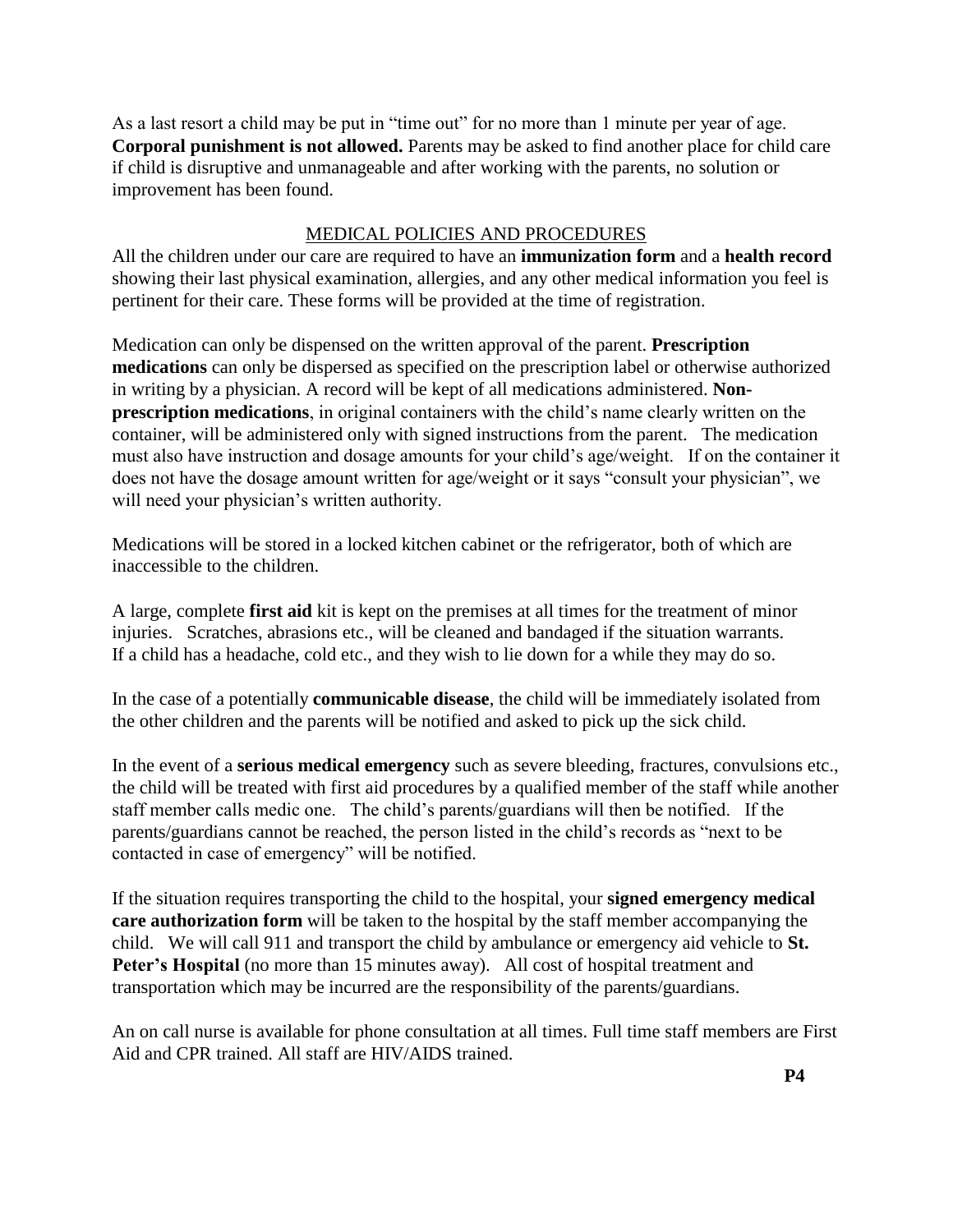As a last resort a child may be put in "time out" for no more than 1 minute per year of age. **Corporal punishment is not allowed.** Parents may be asked to find another place for child care if child is disruptive and unmanageable and after working with the parents, no solution or improvement has been found.

## MEDICAL POLICIES AND PROCEDURES

All the children under our care are required to have an **immunization form** and a **health record** showing their last physical examination, allergies, and any other medical information you feel is pertinent for their care. These forms will be provided at the time of registration.

Medication can only be dispensed on the written approval of the parent. **Prescription medications** can only be dispersed as specified on the prescription label or otherwise authorized in writing by a physician. A record will be kept of all medications administered. **Non-prescription medications**, in original containers with the child's name clearly written on the container, will be administered only with signed instructions from the parent. The medication must also have instruction and dosage amounts for your child's age/weight. If on the container it does not have the dosage amount written for age/weight or it says "consult your physician", we will need your physician's written authority.

Medications will be stored in a locked kitchen cabinet or the refrigerator, both of which are inaccessible to the children.

A large, complete **first aid** kit is kept on the premises at all times for the treatment of minor injuries. Scratches, abrasions etc., will be cleaned and bandaged if the situation warrants. If a child has a headache, cold etc., and they wish to lie down for a while they may do so.

In the case of a potentially **communicable disease**, the child will be immediately isolated from the other children and the parents will be notified and asked to pick up the sick child.

In the event of a **serious medical emergency** such as severe bleeding, fractures, convulsions etc., the child will be treated with first aid procedures by a qualified member of the staff while another staff member calls medic one. The child's parents/guardians will then be notified. If the parents/guardians cannot be reached, the person listed in the child's records as "next to be contacted in case of emergency" will be notified.

If the situation requires transporting the child to the hospital, your **signed emergency medical care authorization form** will be taken to the hospital by the staff member accompanying the child. We will call 911 and transport the child by ambulance or emergency aid vehicle to **St. Peter's Hospital** (no more than 15 minutes away). All cost of hospital treatment and transportation which may be incurred are the responsibility of the parents/guardians.

An on call nurse is available for phone consultation at all times. Full time staff members are First Aid and CPR trained. All staff are HIV/AIDS trained.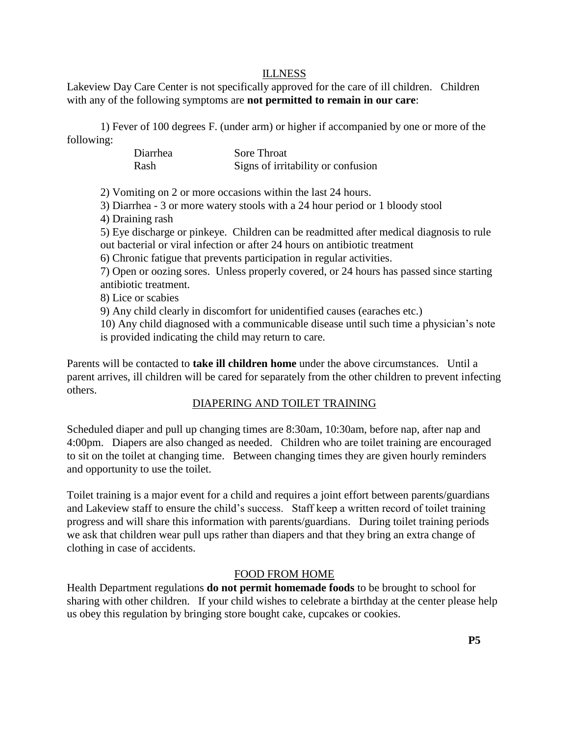## ILLNESS

Lakeview Day Care Center is not specifically approved for the care of ill children. Children with any of the following symptoms are **not permitted to remain in our care**:

1) Fever of 100 degrees F. (under arm) or higher if accompanied by one or more of the following:

| | |
|---|---|
| Diarrhea | Sore Throat |
| Rash | Signs of irritability or confusion |

2) Vomiting on 2 or more occasions within the last 24 hours.
3) Diarrhea - 3 or more watery stools with a 24 hour period or 1 bloody stool
4) Draining rash
5) Eye discharge or pinkeye. Children can be readmitted after medical diagnosis to rule out bacterial or viral infection or after 24 hours on antibiotic treatment
6) Chronic fatigue that prevents participation in regular activities.
7) Open or oozing sores. Unless properly covered, or 24 hours has passed since starting antibiotic treatment.
8) Lice or scabies
9) Any child clearly in discomfort for unidentified causes (earaches etc.)
10) Any child diagnosed with a communicable disease until such time a physician's note is provided indicating the child may return to care.

Parents will be contacted to **take ill children home** under the above circumstances. Until a parent arrives, ill children will be cared for separately from the other children to prevent infecting others.

## DIAPERING AND TOILET TRAINING

Scheduled diaper and pull up changing times are 8:30am, 10:30am, before nap, after nap and 4:00pm. Diapers are also changed as needed. Children who are toilet training are encouraged to sit on the toilet at changing time. Between changing times they are given hourly reminders and opportunity to use the toilet.

Toilet training is a major event for a child and requires a joint effort between parents/guardians and Lakeview staff to ensure the child's success. Staff keep a written record of toilet training progress and will share this information with parents/guardians. During toilet training periods we ask that children wear pull ups rather than diapers and that they bring an extra change of clothing in case of accidents.

## FOOD FROM HOME

Health Department regulations **do not permit homemade foods** to be brought to school for sharing with other children. If your child wishes to celebrate a birthday at the center please help us obey this regulation by bringing store bought cake, cupcakes or cookies.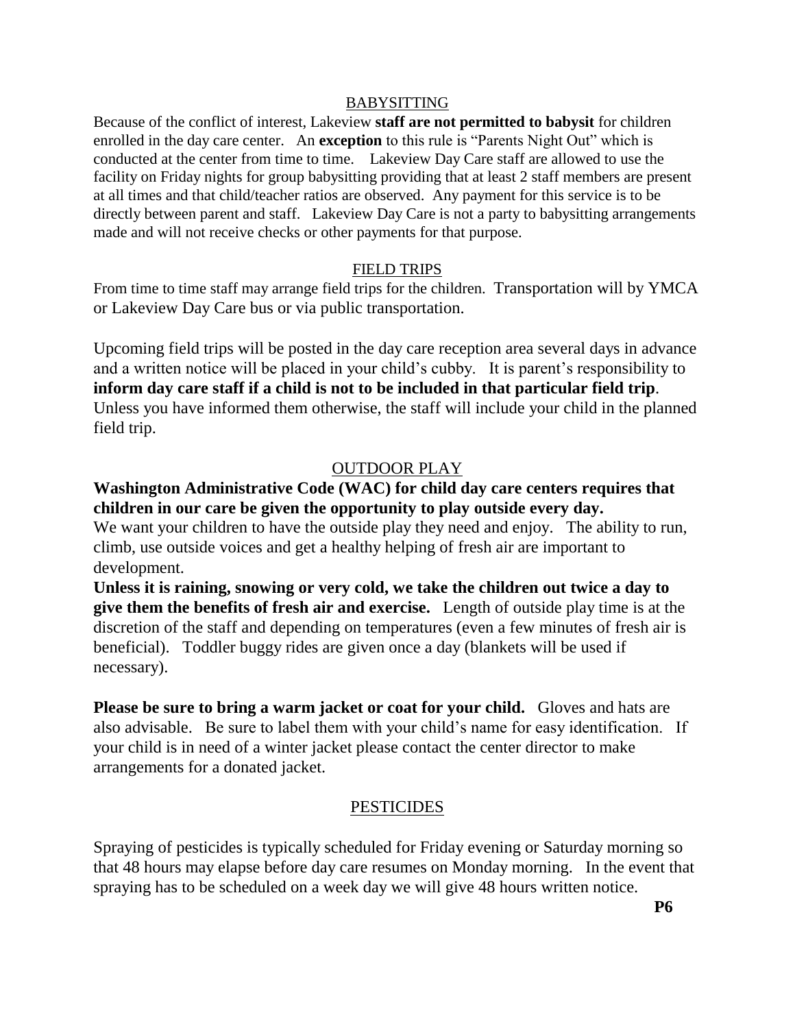## BABYSITTING

Because of the conflict of interest, Lakeview **staff are not permitted to babysit** for children enrolled in the day care center. An **exception** to this rule is "Parents Night Out" which is conducted at the center from time to time. Lakeview Day Care staff are allowed to use the facility on Friday nights for group babysitting providing that at least 2 staff members are present at all times and that child/teacher ratios are observed. Any payment for this service is to be directly between parent and staff. Lakeview Day Care is not a party to babysitting arrangements made and will not receive checks or other payments for that purpose.

## FIELD TRIPS

From time to time staff may arrange field trips for the children. Transportation will by YMCA or Lakeview Day Care bus or via public transportation.

Upcoming field trips will be posted in the day care reception area several days in advance and a written notice will be placed in your child's cubby. It is parent's responsibility to **inform day care staff if a child is not to be included in that particular field trip**. Unless you have informed them otherwise, the staff will include your child in the planned field trip.

## OUTDOOR PLAY

**Washington Administrative Code (WAC) for child day care centers requires that children in our care be given the opportunity to play outside every day.**

We want your children to have the outside play they need and enjoy. The ability to run, climb, use outside voices and get a healthy helping of fresh air are important to development.

**Unless it is raining, snowing or very cold, we take the children out twice a day to give them the benefits of fresh air and exercise.** Length of outside play time is at the discretion of the staff and depending on temperatures (even a few minutes of fresh air is beneficial). Toddler buggy rides are given once a day (blankets will be used if necessary).

**Please be sure to bring a warm jacket or coat for your child.** Gloves and hats are also advisable. Be sure to label them with your child's name for easy identification. If your child is in need of a winter jacket please contact the center director to make arrangements for a donated jacket.

## PESTICIDES

Spraying of pesticides is typically scheduled for Friday evening or Saturday morning so that 48 hours may elapse before day care resumes on Monday morning. In the event that spraying has to be scheduled on a week day we will give 48 hours written notice.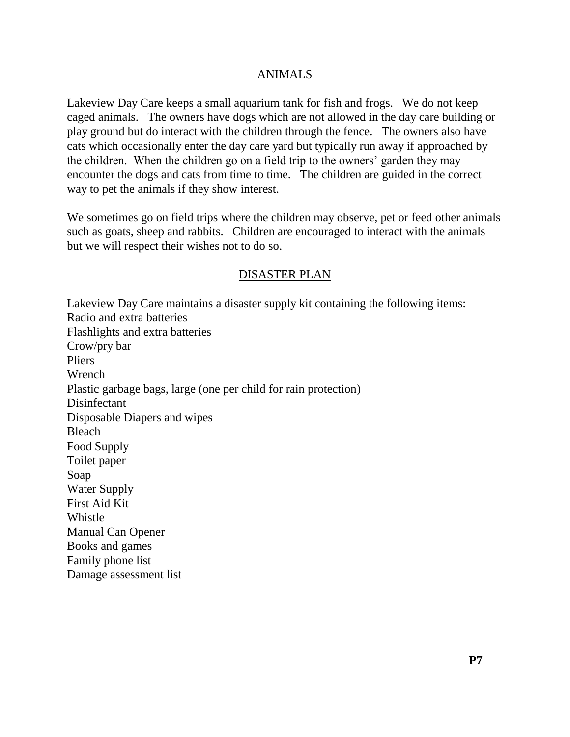## ANIMALS

Lakeview Day Care keeps a small aquarium tank for fish and frogs. We do not keep caged animals. The owners have dogs which are not allowed in the day care building or play ground but do interact with the children through the fence. The owners also have cats which occasionally enter the day care yard but typically run away if approached by the children. When the children go on a field trip to the owners' garden they may encounter the dogs and cats from time to time. The children are guided in the correct way to pet the animals if they show interest.

We sometimes go on field trips where the children may observe, pet or feed other animals such as goats, sheep and rabbits. Children are encouraged to interact with the animals but we will respect their wishes not to do so.

## DISASTER PLAN

Lakeview Day Care maintains a disaster supply kit containing the following items:

Radio and extra batteries
Flashlights and extra batteries
Crow/pry bar
Pliers
Wrench
Plastic garbage bags, large (one per child for rain protection)
Disinfectant
Disposable Diapers and wipes
Bleach
Food Supply
Toilet paper
Soap
Water Supply
First Aid Kit
Whistle
Manual Can Opener
Books and games
Family phone list
Damage assessment list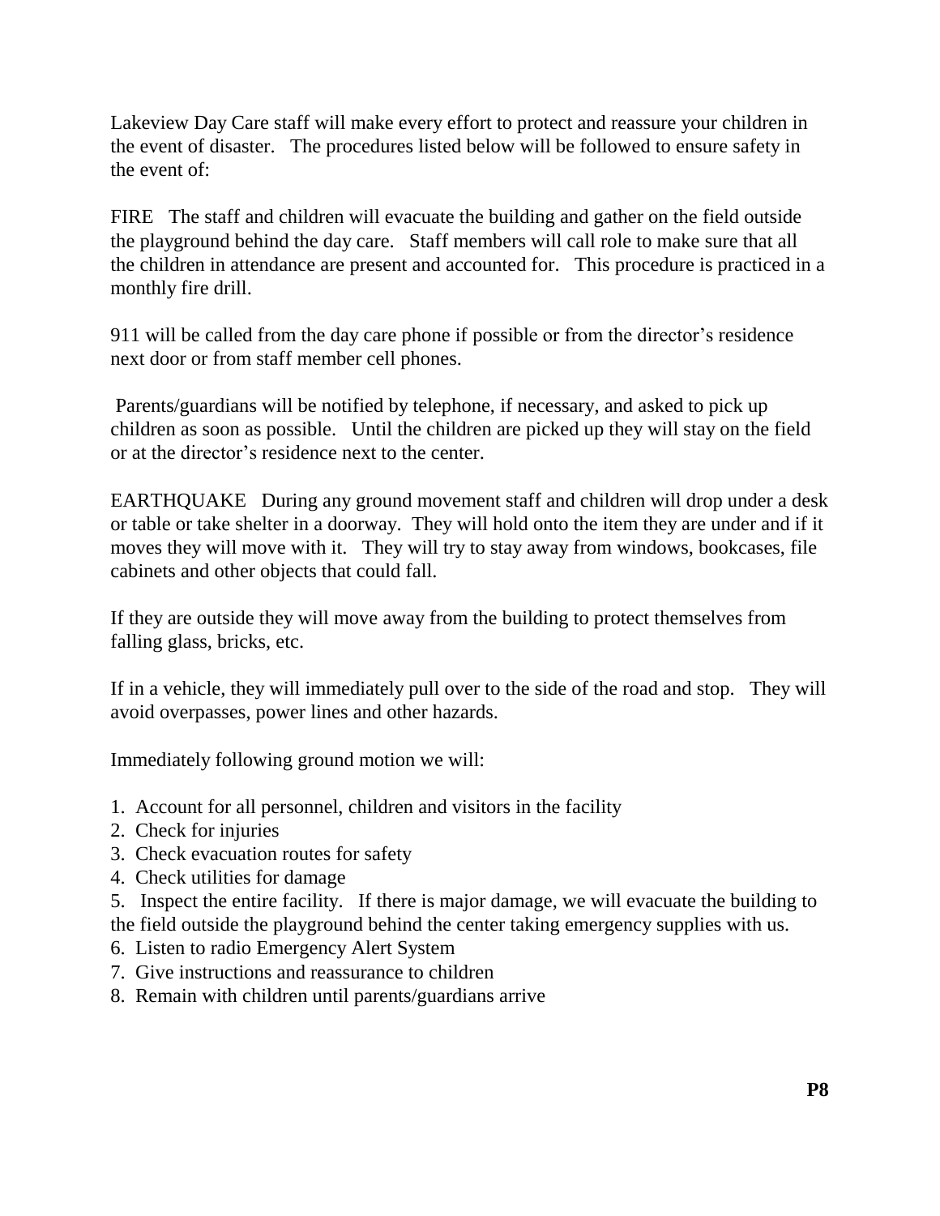Lakeview Day Care staff will make every effort to protect and reassure your children in the event of disaster. The procedures listed below will be followed to ensure safety in the event of:

FIRE The staff and children will evacuate the building and gather on the field outside the playground behind the day care. Staff members will call role to make sure that all the children in attendance are present and accounted for. This procedure is practiced in a monthly fire drill.

911 will be called from the day care phone if possible or from the director's residence next door or from staff member cell phones.

Parents/guardians will be notified by telephone, if necessary, and asked to pick up children as soon as possible. Until the children are picked up they will stay on the field or at the director's residence next to the center.

EARTHQUAKE During any ground movement staff and children will drop under a desk or table or take shelter in a doorway. They will hold onto the item they are under and if it moves they will move with it. They will try to stay away from windows, bookcases, file cabinets and other objects that could fall.

If they are outside they will move away from the building to protect themselves from falling glass, bricks, etc.

If in a vehicle, they will immediately pull over to the side of the road and stop. They will avoid overpasses, power lines and other hazards.

Immediately following ground motion we will:

1. Account for all personnel, children and visitors in the facility
2. Check for injuries
3. Check evacuation routes for safety
4. Check utilities for damage
5. Inspect the entire facility. If there is major damage, we will evacuate the building to the field outside the playground behind the center taking emergency supplies with us.
6. Listen to radio Emergency Alert System
7. Give instructions and reassurance to children
8. Remain with children until parents/guardians arrive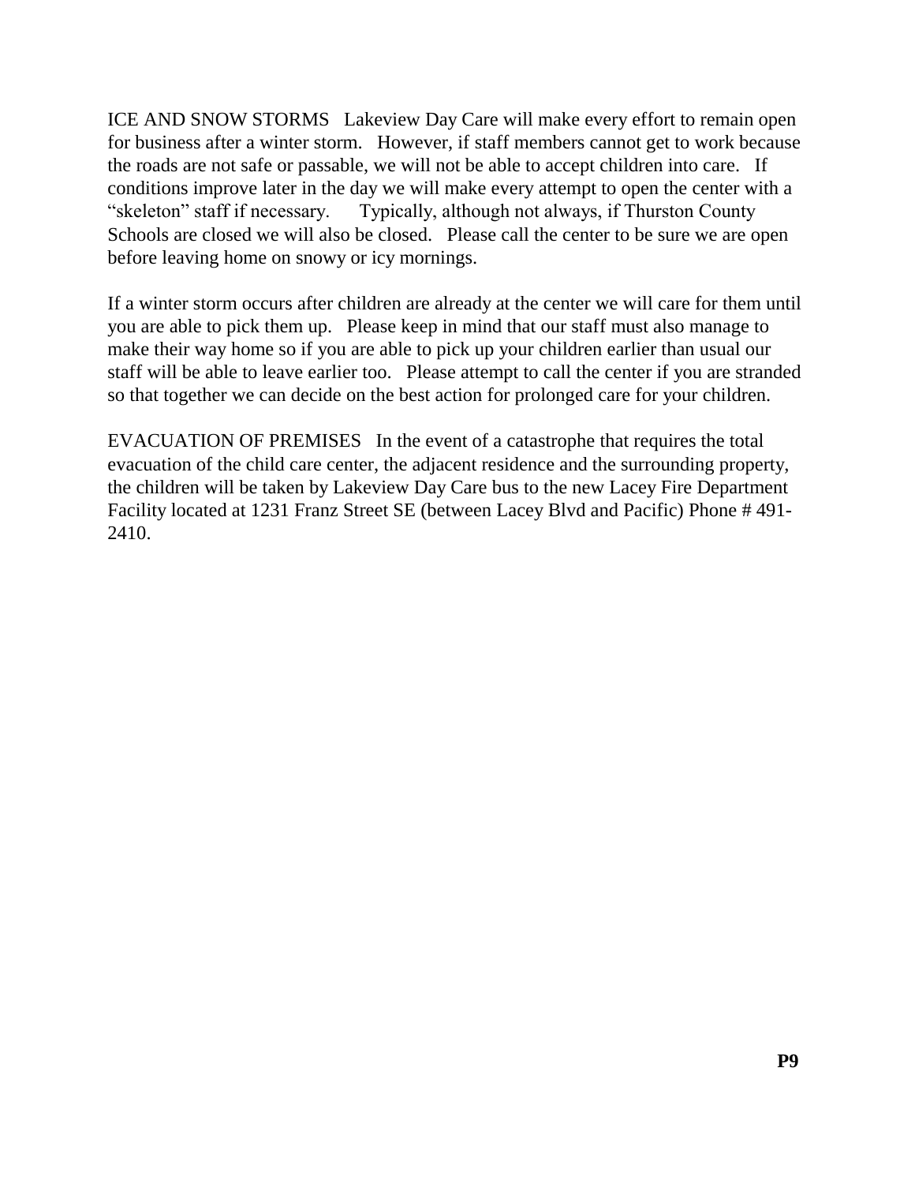ICE AND SNOW STORMS Lakeview Day Care will make every effort to remain open for business after a winter storm. However, if staff members cannot get to work because the roads are not safe or passable, we will not be able to accept children into care. If conditions improve later in the day we will make every attempt to open the center with a "skeleton" staff if necessary. Typically, although not always, if Thurston County Schools are closed we will also be closed. Please call the center to be sure we are open before leaving home on snowy or icy mornings.

If a winter storm occurs after children are already at the center we will care for them until you are able to pick them up. Please keep in mind that our staff must also manage to make their way home so if you are able to pick up your children earlier than usual our staff will be able to leave earlier too. Please attempt to call the center if you are stranded so that together we can decide on the best action for prolonged care for your children.

EVACUATION OF PREMISES In the event of a catastrophe that requires the total evacuation of the child care center, the adjacent residence and the surrounding property, the children will be taken by Lakeview Day Care bus to the new Lacey Fire Department Facility located at 1231 Franz Street SE (between Lacey Blvd and Pacific) Phone # 491-2410.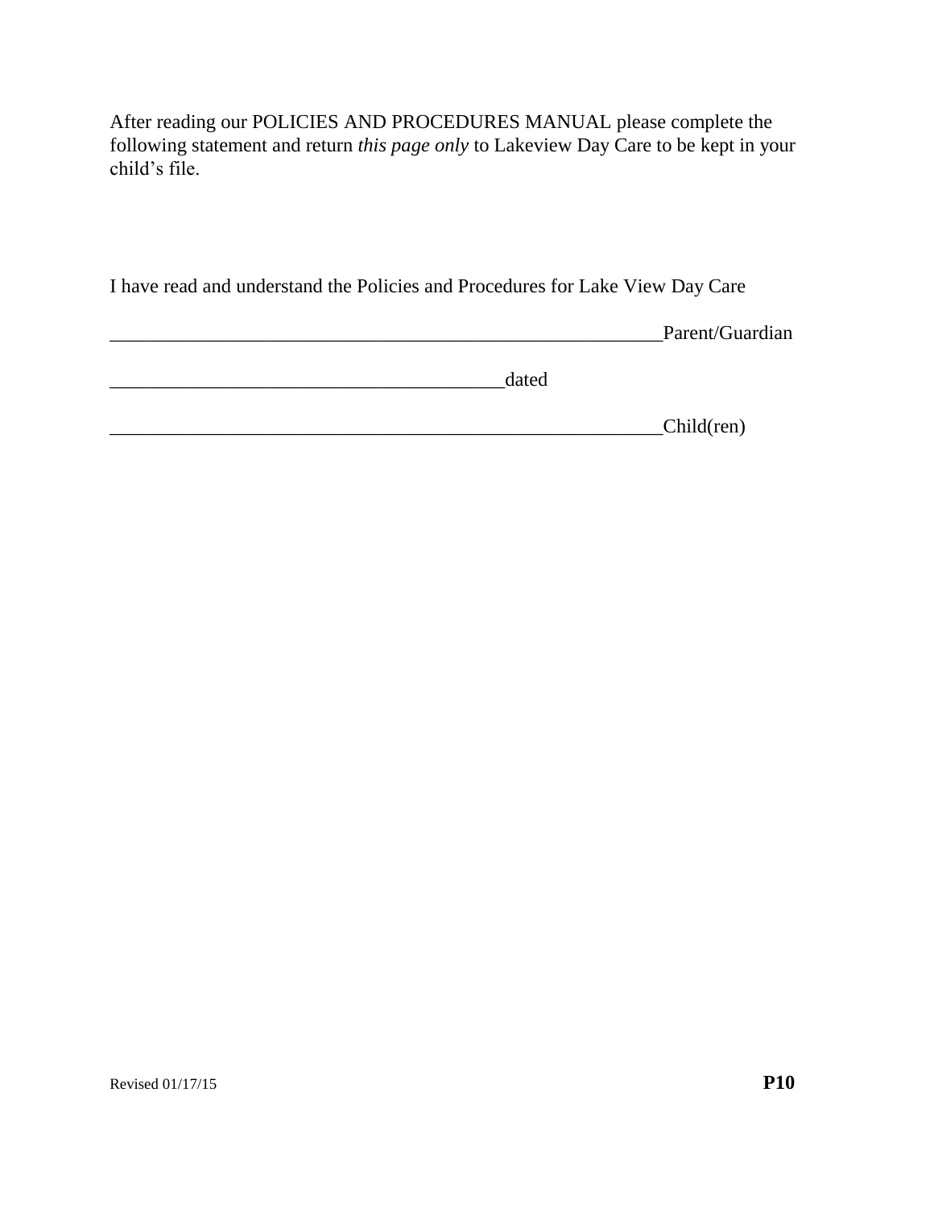After reading our POLICIES AND PROCEDURES MANUAL please complete the following statement and return *this page only* to Lakeview Day Care to be kept in your child's file.

I have read and understand the Policies and Procedures for Lake View Day Care

____________________________________________________________Parent/Guardian

____________________________________________dated

____________________________________________________________Child(ren)

Revised 01/17/15